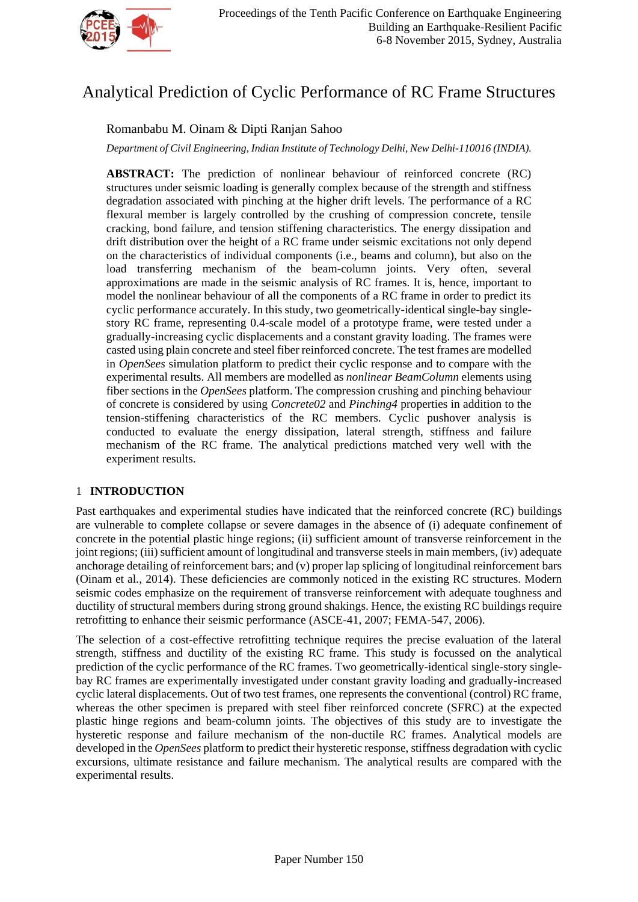# Analytical Prediction of Cyclic Performance of RC Frame Structures

Romanbabu M. Oinam & Dipti Ranjan Sahoo

*Department of Civil Engineering, Indian Institute of Technology Delhi, New Delhi-110016 (INDIA).*

**ABSTRACT:** The prediction of nonlinear behaviour of reinforced concrete (RC) structures under seismic loading is generally complex because of the strength and stiffness degradation associated with pinching at the higher drift levels. The performance of a RC flexural member is largely controlled by the crushing of compression concrete, tensile cracking, bond failure, and tension stiffening characteristics. The energy dissipation and drift distribution over the height of a RC frame under seismic excitations not only depend on the characteristics of individual components (i.e., beams and column), but also on the load transferring mechanism of the beam-column joints. Very often, several approximations are made in the seismic analysis of RC frames. It is, hence, important to model the nonlinear behaviour of all the components of a RC frame in order to predict its cyclic performance accurately. In this study, two geometrically-identical single-bay single-story RC frame, representing 0.4-scale model of a prototype frame, were tested under a gradually-increasing cyclic displacements and a constant gravity loading. The frames were casted using plain concrete and steel fiber reinforced concrete. The test frames are modelled in *OpenSees* simulation platform to predict their cyclic response and to compare with the experimental results. All members are modelled as *nonlinear BeamColumn* elements using fiber sections in the *OpenSees* platform. The compression crushing and pinching behaviour of concrete is considered by using *Concrete02* and *Pinching4* properties in addition to the tension-stiffening characteristics of the RC members. Cyclic pushover analysis is conducted to evaluate the energy dissipation, lateral strength, stiffness and failure mechanism of the RC frame. The analytical predictions matched very well with the experiment results.

## 1 INTRODUCTION

Past earthquakes and experimental studies have indicated that the reinforced concrete (RC) buildings are vulnerable to complete collapse or severe damages in the absence of (i) adequate confinement of concrete in the potential plastic hinge regions; (ii) sufficient amount of transverse reinforcement in the joint regions; (iii) sufficient amount of longitudinal and transverse steels in main members, (iv) adequate anchorage detailing of reinforcement bars; and (v) proper lap splicing of longitudinal reinforcement bars (Oinam et al., 2014). These deficiencies are commonly noticed in the existing RC structures. Modern seismic codes emphasize on the requirement of transverse reinforcement with adequate toughness and ductility of structural members during strong ground shakings. Hence, the existing RC buildings require retrofitting to enhance their seismic performance (ASCE-41, 2007; FEMA-547, 2006).

The selection of a cost-effective retrofitting technique requires the precise evaluation of the lateral strength, stiffness and ductility of the existing RC frame. This study is focussed on the analytical prediction of the cyclic performance of the RC frames. Two geometrically-identical single-story single-bay RC frames are experimentally investigated under constant gravity loading and gradually-increased cyclic lateral displacements. Out of two test frames, one represents the conventional (control) RC frame, whereas the other specimen is prepared with steel fiber reinforced concrete (SFRC) at the expected plastic hinge regions and beam-column joints. The objectives of this study are to investigate the hysteretic response and failure mechanism of the non-ductile RC frames. Analytical models are developed in the *OpenSees* platform to predict their hysteretic response, stiffness degradation with cyclic excursions, ultimate resistance and failure mechanism. The analytical results are compared with the experimental results.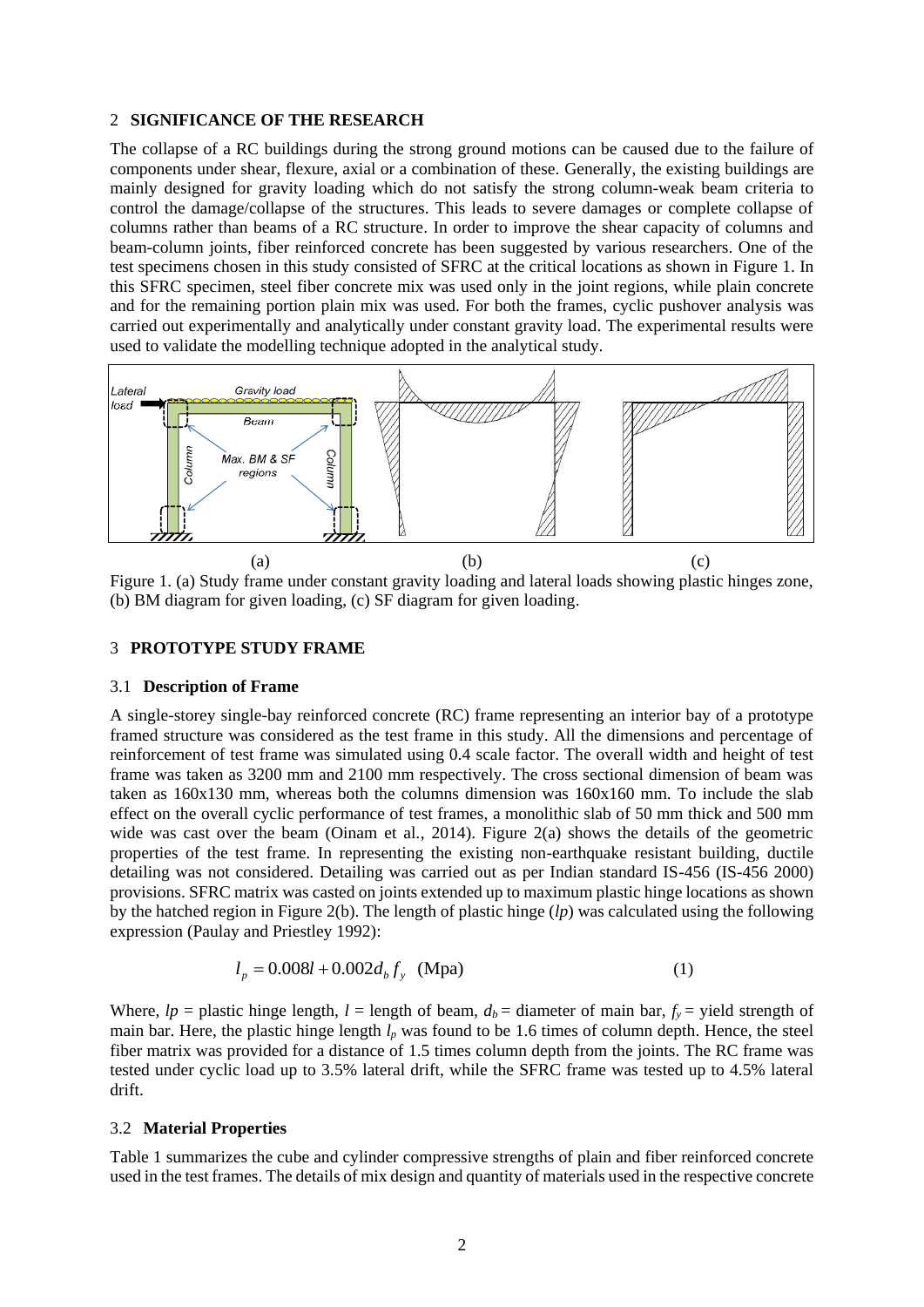## 2 SIGNIFICANCE OF THE RESEARCH

The collapse of a RC buildings during the strong ground motions can be caused due to the failure of components under shear, flexure, axial or a combination of these. Generally, the existing buildings are mainly designed for gravity loading which do not satisfy the strong column-weak beam criteria to control the damage/collapse of the structures. This leads to severe damages or complete collapse of columns rather than beams of a RC structure. In order to improve the shear capacity of columns and beam-column joints, fiber reinforced concrete has been suggested by various researchers. One of the test specimens chosen in this study consisted of SFRC at the critical locations as shown in Figure 1. In this SFRC specimen, steel fiber concrete mix was used only in the joint regions, while plain concrete and for the remaining portion plain mix was used. For both the frames, cyclic pushover analysis was carried out experimentally and analytically under constant gravity load. The experimental results were used to validate the modelling technique adopted in the analytical study.

Figure 1. (a) Study frame under constant gravity loading and lateral loads showing plastic hinges zone, (b) BM diagram for given loading, (c) SF diagram for given loading.

## 3 PROTOTYPE STUDY FRAME

### 3.1 Description of Frame

A single-storey single-bay reinforced concrete (RC) frame representing an interior bay of a prototype framed structure was considered as the test frame in this study. All the dimensions and percentage of reinforcement of test frame was simulated using 0.4 scale factor. The overall width and height of test frame was taken as 3200 mm and 2100 mm respectively. The cross sectional dimension of beam was taken as 160x130 mm, whereas both the columns dimension was 160x160 mm. To include the slab effect on the overall cyclic performance of test frames, a monolithic slab of 50 mm thick and 500 mm wide was cast over the beam (Oinam et al., 2014). Figure 2(a) shows the details of the geometric properties of the test frame. In representing the existing non-earthquake resistant building, ductile detailing was not considered. Detailing was carried out as per Indian standard IS-456 (IS-456 2000) provisions. SFRC matrix was casted on joints extended up to maximum plastic hinge locations as shown by the hatched region in Figure 2(b). The length of plastic hinge (*lp*) was calculated using the following expression (Paulay and Priestley 1992):

$$l_p = 0.008l + 0.002 d_b f_y \quad \text{(Mpa)} \tag{1}$$

Where, $lp$ = plastic hinge length, $l$ = length of beam, $d_b$ = diameter of main bar, $f_y$ = yield strength of main bar. Here, the plastic hinge length $l_p$ was found to be 1.6 times of column depth. Hence, the steel fiber matrix was provided for a distance of 1.5 times column depth from the joints. The RC frame was tested under cyclic load up to 3.5% lateral drift, while the SFRC frame was tested up to 4.5% lateral drift.

### 3.2 Material Properties

Table 1 summarizes the cube and cylinder compressive strengths of plain and fiber reinforced concrete used in the test frames. The details of mix design and quantity of materials used in the respective concrete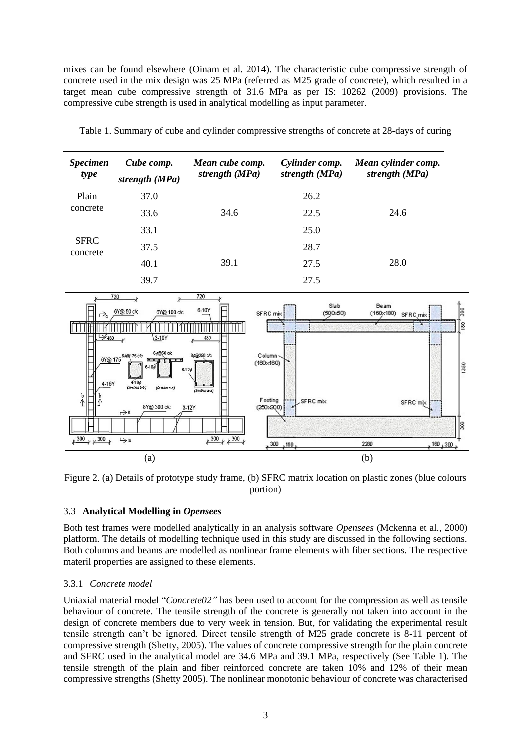mixes can be found elsewhere (Oinam et al. 2014). The characteristic cube compressive strength of concrete used in the mix design was 25 MPa (referred as M25 grade of concrete), which resulted in a target mean cube compressive strength of 31.6 MPa as per IS: 10262 (2009) provisions. The compressive cube strength is used in analytical modelling as input parameter.

Table 1. Summary of cube and cylinder compressive strengths of concrete at 28-days of curing

| *Specimen type* | *Cube comp. strength (MPa)* | *Mean cube comp. strength (MPa)* | *Cylinder comp. strength (MPa)* | *Mean cylinder comp. strength (MPa)* |
|---|---|---|---|---|
| Plain concrete | 37.0 | 34.6 | 26.2 | 24.6 |
| | 33.6 | | 22.5 | |
| SFRC concrete | 33.1 | 39.1 | 25.0 | 28.0 |
| | 37.5 | | 28.7 | |
| | 40.1 | | 27.5 | |
| | 39.7 | | 27.5 | |

(a) (b)

Figure 2. (a) Details of prototype study frame, (b) SFRC matrix location on plastic zones (blue colours portion)

### 3.3 Analytical Modelling in *Opensees*

Both test frames were modelled analytically in an analysis software *Opensees* (Mckenna et al., 2000) platform. The details of modelling technique used in this study are discussed in the following sections. Both columns and beams are modelled as nonlinear frame elements with fiber sections. The respective materil properties are assigned to these elements.

#### 3.3.1 *Concrete model*

Uniaxial material model "*Concrete02"* has been used to account for the compression as well as tensile behaviour of concrete. The tensile strength of the concrete is generally not taken into account in the design of concrete members due to very week in tension. But, for validating the experimental result tensile strength can't be ignored. Direct tensile strength of M25 grade concrete is 8-11 percent of compressive strength (Shetty, 2005). The values of concrete compressive strength for the plain concrete and SFRC used in the analytical model are 34.6 MPa and 39.1 MPa, respectively (See Table 1). The tensile strength of the plain and fiber reinforced concrete are taken 10% and 12% of their mean compressive strengths (Shetty 2005). The nonlinear monotonic behaviour of concrete was characterised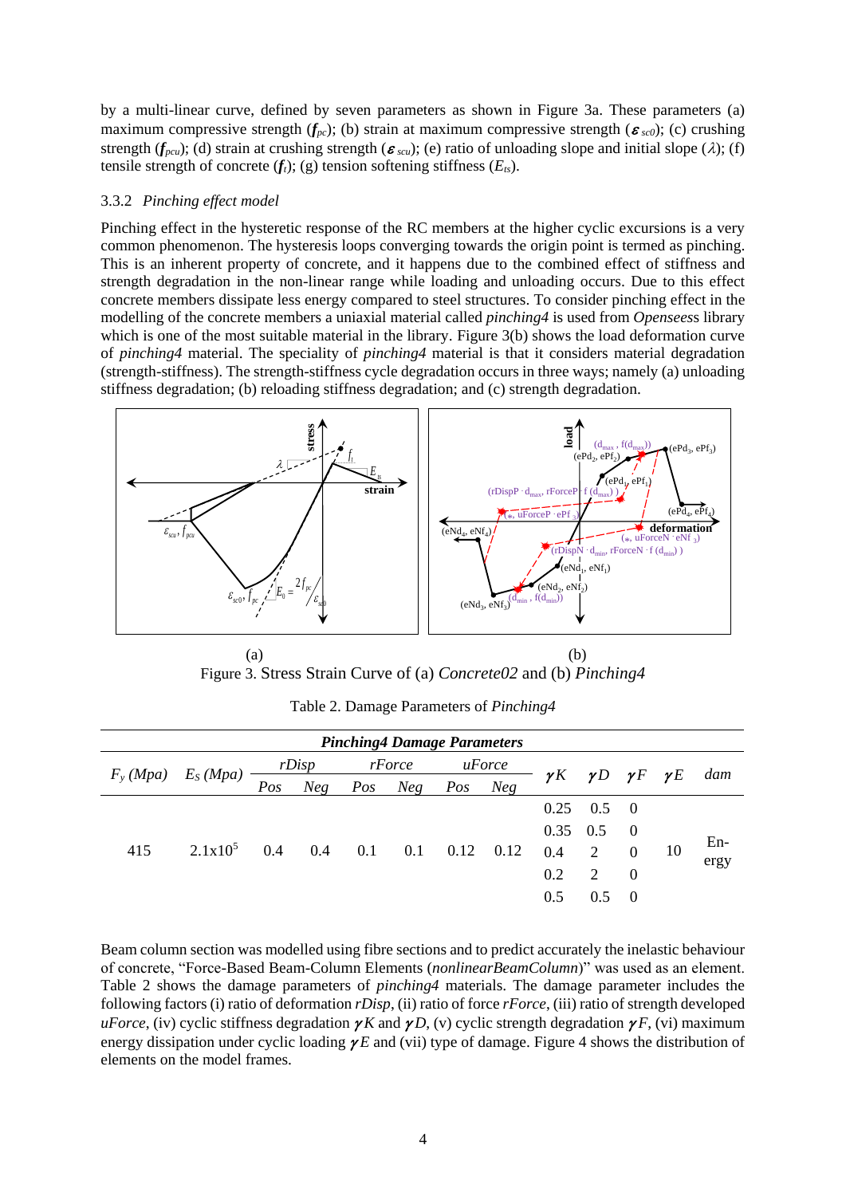by a multi-linear curve, defined by seven parameters as shown in Figure 3a. These parameters (a) maximum compressive strength ($f_{pc}$); (b) strain at maximum compressive strength ($\varepsilon_{sc0}$); (c) crushing strength ($f_{pcu}$); (d) strain at crushing strength ($\varepsilon_{scu}$); (e) ratio of unloading slope and initial slope ($\lambda$); (f) tensile strength of concrete ($f_t$); (g) tension softening stiffness ($E_{ts}$).

### 3.3.2 *Pinching effect model*

Pinching effect in the hysteretic response of the RC members at the higher cyclic excursions is a very common phenomenon. The hysteresis loops converging towards the origin point is termed as pinching. This is an inherent property of concrete, and it happens due to the combined effect of stiffness and strength degradation in the non-linear range while loading and unloading occurs. Due to this effect concrete members dissipate less energy compared to steel structures. To consider pinching effect in the modelling of the concrete members a uniaxial material called *pinching4* is used from *Opensees*s library which is one of the most suitable material in the library. Figure 3(b) shows the load deformation curve of *pinching4* material. The speciality of *pinching4* material is that it considers material degradation (strength-stiffness). The strength-stiffness cycle degradation occurs in three ways; namely (a) unloading stiffness degradation; (b) reloading stiffness degradation; and (c) strength degradation.

(a) (b)

Figure 3. Stress Strain Curve of (a) *Concrete02* and (b) *Pinching4*

Table 2. Damage Parameters of *Pinching4*

| *Pinching4 Damage Parameters* | | | | | | | | | | | | |
|---|---|---|---|---|---|---|---|---|---|---|---|---|
| $F_y$ (Mpa) | $E_S$ (Mpa) | *rDisp* | | *rForce* | | *uForce* | | $\gamma K$ | $\gamma D$ | $\gamma F$ | $\gamma E$ | *dam* |
| | | *Pos* | *Neg* | *Pos* | *Neg* | *Pos* | *Neg* | | | | | |
| 415 | 2.1x10$^5$ | 0.4 | 0.4 | 0.1 | 0.1 | 0.12 | 0.12 | 0.25 | 0.5 | 0 | 10 | En-ergy |
| | | | | | | | | 0.35 | 0.5 | 0 | | |
| | | | | | | | | 0.4 | 2 | 0 | | |
| | | | | | | | | 0.2 | 2 | 0 | | |
| | | | | | | | | 0.5 | 0.5 | 0 | | |

Beam column section was modelled using fibre sections and to predict accurately the inelastic behaviour of concrete, "Force-Based Beam-Column Elements (*nonlinearBeamColumn*)" was used as an element. Table 2 shows the damage parameters of *pinching4* materials. The damage parameter includes the following factors (i) ratio of deformation *rDisp*, (ii) ratio of force *rForce*, (iii) ratio of strength developed *uForce*, (iv) cyclic stiffness degradation $\gamma K$ and $\gamma D$, (v) cyclic strength degradation $\gamma F$, (vi) maximum energy dissipation under cyclic loading $\gamma E$ and (vii) type of damage. Figure 4 shows the distribution of elements on the model frames.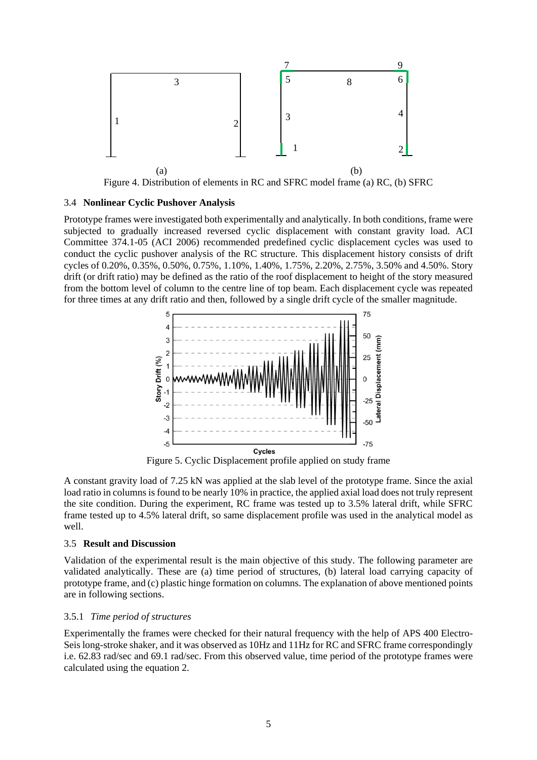Figure 4. Distribution of elements in RC and SFRC model frame (a) RC, (b) SFRC

### 3.4 **Nonlinear Cyclic Pushover Analysis**

Prototype frames were investigated both experimentally and analytically. In both conditions, frame were subjected to gradually increased reversed cyclic displacement with constant gravity load. ACI Committee 374.1-05 (ACI 2006) recommended predefined cyclic displacement cycles was used to conduct the cyclic pushover analysis of the RC structure. This displacement history consists of drift cycles of 0.20%, 0.35%, 0.50%, 0.75%, 1.10%, 1.40%, 1.75%, 2.20%, 2.75%, 3.50% and 4.50%. Story drift (or drift ratio) may be defined as the ratio of the roof displacement to height of the story measured from the bottom level of column to the centre line of top beam. Each displacement cycle was repeated for three times at any drift ratio and then, followed by a single drift cycle of the smaller magnitude.

Figure 5. Cyclic Displacement profile applied on study frame

A constant gravity load of 7.25 kN was applied at the slab level of the prototype frame. Since the axial load ratio in columns is found to be nearly 10% in practice, the applied axial load does not truly represent the site condition. During the experiment, RC frame was tested up to 3.5% lateral drift, while SFRC frame tested up to 4.5% lateral drift, so same displacement profile was used in the analytical model as well.

### 3.5 **Result and Discussion**

Validation of the experimental result is the main objective of this study. The following parameter are validated analytically. These are (a) time period of structures, (b) lateral load carrying capacity of prototype frame, and (c) plastic hinge formation on columns. The explanation of above mentioned points are in following sections.

#### 3.5.1 *Time period of structures*

Experimentally the frames were checked for their natural frequency with the help of APS 400 Electro-Seis long-stroke shaker, and it was observed as 10Hz and 11Hz for RC and SFRC frame correspondingly i.e. 62.83 rad/sec and 69.1 rad/sec. From this observed value, time period of the prototype frames were calculated using the equation 2.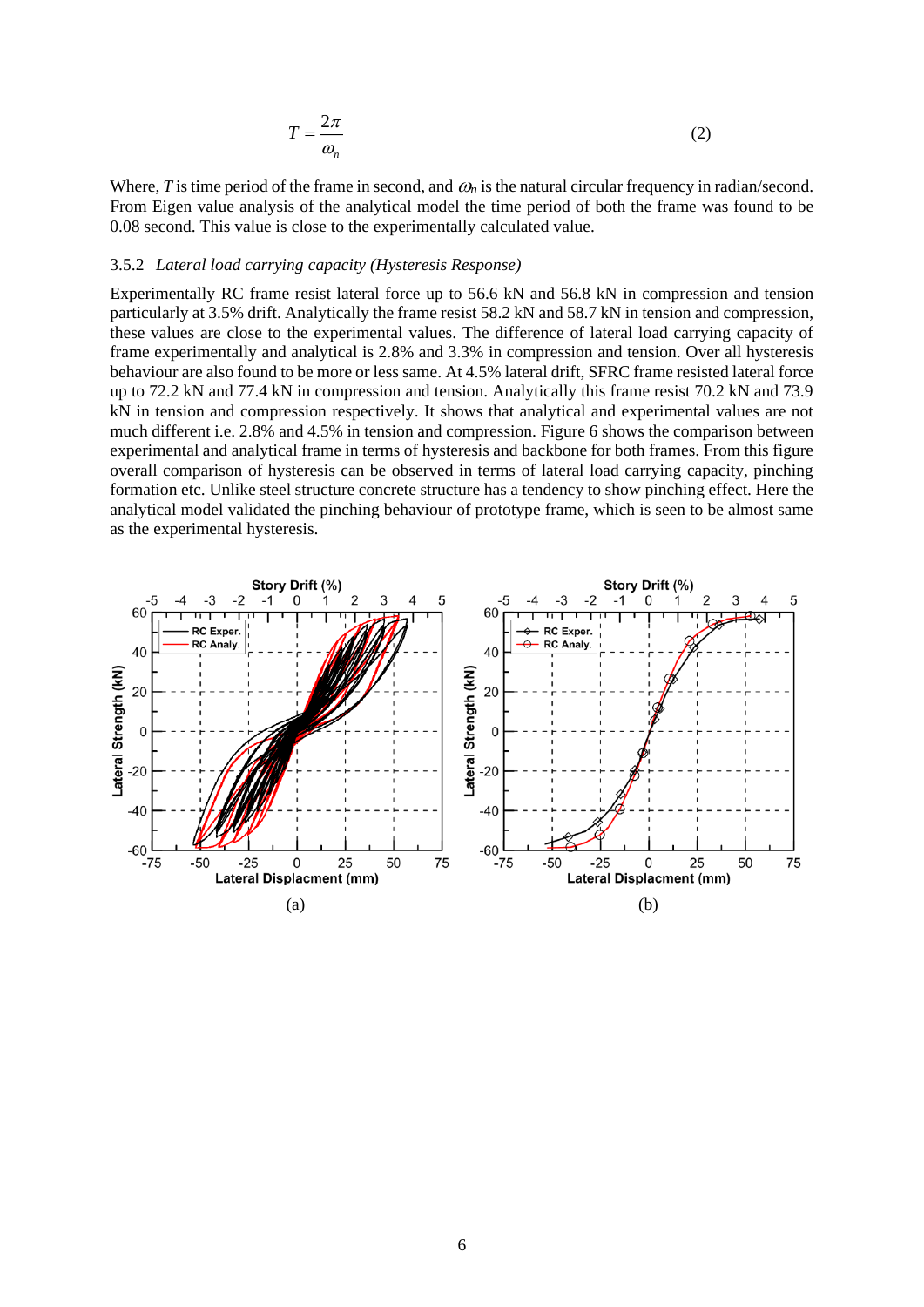$$T = \frac{2\pi}{\omega_n} \tag{2}$$

Where, $T$ is time period of the frame in second, and $\omega_n$ is the natural circular frequency in radian/second. From Eigen value analysis of the analytical model the time period of both the frame was found to be 0.08 second. This value is close to the experimentally calculated value.

### 3.5.2 *Lateral load carrying capacity (Hysteresis Response)*

Experimentally RC frame resist lateral force up to 56.6 kN and 56.8 kN in compression and tension particularly at 3.5% drift. Analytically the frame resist 58.2 kN and 58.7 kN in tension and compression, these values are close to the experimental values. The difference of lateral load carrying capacity of frame experimentally and analytical is 2.8% and 3.3% in compression and tension. Over all hysteresis behaviour are also found to be more or less same. At 4.5% lateral drift, SFRC frame resisted lateral force up to 72.2 kN and 77.4 kN in compression and tension. Analytically this frame resist 70.2 kN and 73.9 kN in tension and compression respectively. It shows that analytical and experimental values are not much different i.e. 2.8% and 4.5% in tension and compression. Figure 6 shows the comparison between experimental and analytical frame in terms of hysteresis and backbone for both frames. From this figure overall comparison of hysteresis can be observed in terms of lateral load carrying capacity, pinching formation etc. Unlike steel structure concrete structure has a tendency to show pinching effect. Here the analytical model validated the pinching behaviour of prototype frame, which is seen to be almost same as the experimental hysteresis.

(a)

(b)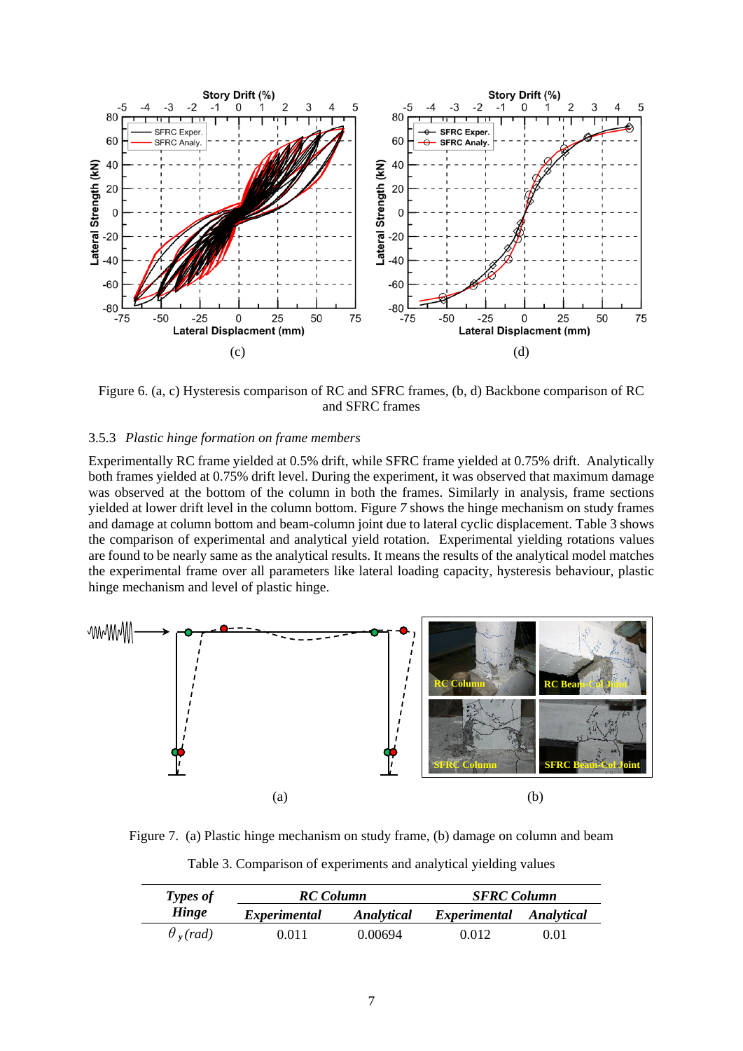Figure 6. (a, c) Hysteresis comparison of RC and SFRC frames, (b, d) Backbone comparison of RC and SFRC frames

### 3.5.3 *Plastic hinge formation on frame members*

Experimentally RC frame yielded at 0.5% drift, while SFRC frame yielded at 0.75% drift. Analytically both frames yielded at 0.75% drift level. During the experiment, it was observed that maximum damage was observed at the bottom of the column in both the frames. Similarly in analysis, frame sections yielded at lower drift level in the column bottom. Figure *7* shows the hinge mechanism on study frames and damage at column bottom and beam-column joint due to lateral cyclic displacement. Table 3 shows the comparison of experimental and analytical yield rotation. Experimental yielding rotations values are found to be nearly same as the analytical results. It means the results of the analytical model matches the experimental frame over all parameters like lateral loading capacity, hysteresis behaviour, plastic hinge mechanism and level of plastic hinge.

Figure 7. (a) Plastic hinge mechanism on study frame, (b) damage on column and beam

Table 3. Comparison of experiments and analytical yielding values

| *Types of Hinge* | *RC Column* | | *SFRC Column* | |
|---|---|---|---|---|
| | *Experimental* | *Analytical* | *Experimental* | *Analytical* |
| $\theta_y$ *(rad)* | 0.011 | 0.00694 | 0.012 | 0.01 |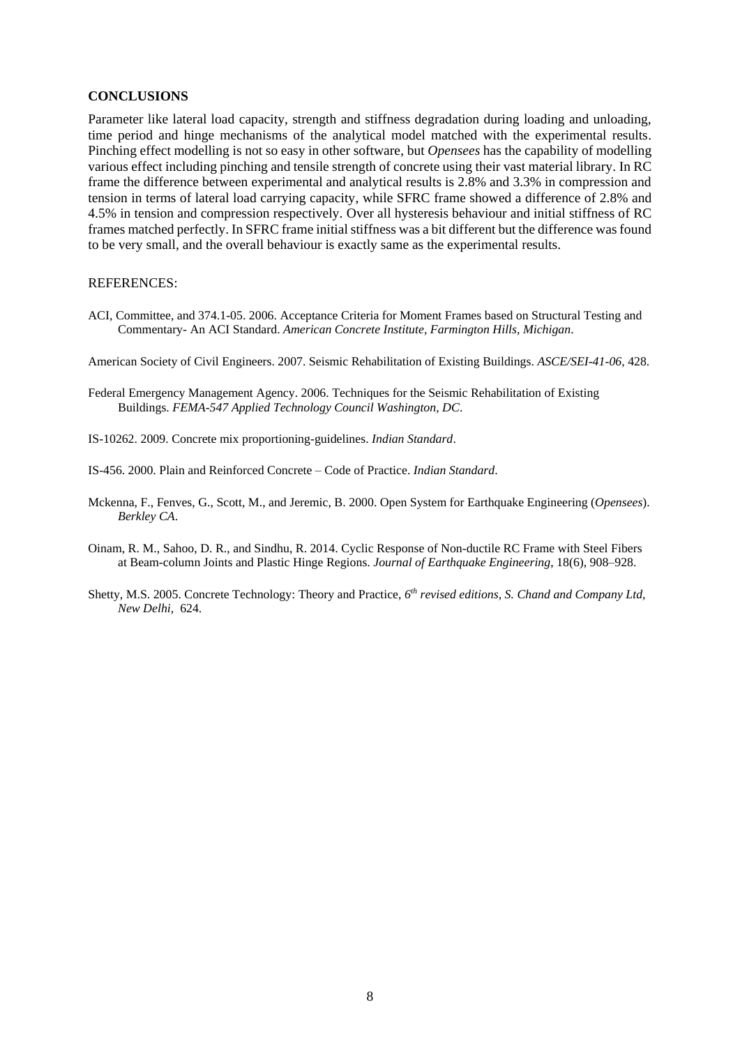## CONCLUSIONS

Parameter like lateral load capacity, strength and stiffness degradation during loading and unloading, time period and hinge mechanisms of the analytical model matched with the experimental results. Pinching effect modelling is not so easy in other software, but *Opensees* has the capability of modelling various effect including pinching and tensile strength of concrete using their vast material library. In RC frame the difference between experimental and analytical results is 2.8% and 3.3% in compression and tension in terms of lateral load carrying capacity, while SFRC frame showed a difference of 2.8% and 4.5% in tension and compression respectively. Over all hysteresis behaviour and initial stiffness of RC frames matched perfectly. In SFRC frame initial stiffness was a bit different but the difference was found to be very small, and the overall behaviour is exactly same as the experimental results.

## REFERENCES:

ACI, Committee, and 374.1-05. 2006. Acceptance Criteria for Moment Frames based on Structural Testing and Commentary- An ACI Standard. *American Concrete Institute, Farmington Hills, Michigan*.

American Society of Civil Engineers. 2007. Seismic Rehabilitation of Existing Buildings. *ASCE/SEI-41-06*, 428.

Federal Emergency Management Agency. 2006. Techniques for the Seismic Rehabilitation of Existing Buildings. *FEMA-547 Applied Technology Council Washington, DC*.

IS-10262. 2009. Concrete mix proportioning-guidelines. *Indian Standard*.

IS-456. 2000. Plain and Reinforced Concrete – Code of Practice. *Indian Standard*.

Mckenna, F., Fenves, G., Scott, M., and Jeremic, B. 2000. Open System for Earthquake Engineering (*Opensees*). *Berkley CA*.

Oinam, R. M., Sahoo, D. R., and Sindhu, R. 2014. Cyclic Response of Non-ductile RC Frame with Steel Fibers at Beam-column Joints and Plastic Hinge Regions. *Journal of Earthquake Engineering*, 18(6), 908–928.

Shetty, M.S. 2005. Concrete Technology: Theory and Practice, *6th revised editions, S. Chand and Company Ltd, New Delhi*, 624.